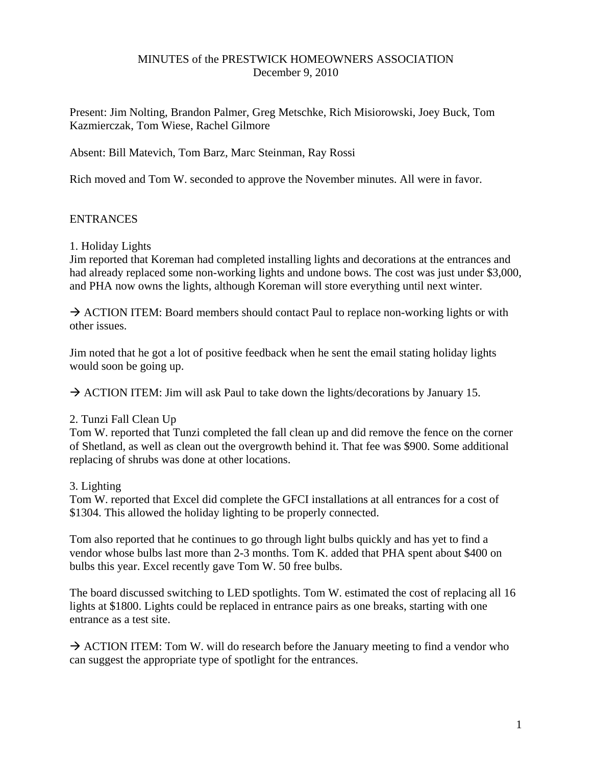# MINUTES of the PRESTWICK HOMEOWNERS ASSOCIATION
December 9, 2010

Present: Jim Nolting, Brandon Palmer, Greg Metschke, Rich Misiorowski, Joey Buck, Tom Kazmierczak, Tom Wiese, Rachel Gilmore

Absent: Bill Matevich, Tom Barz, Marc Steinman, Ray Rossi

Rich moved and Tom W. seconded to approve the November minutes. All were in favor.

## ENTRANCES

### 1. Holiday Lights

Jim reported that Koreman had completed installing lights and decorations at the entrances and had already replaced some non-working lights and undone bows. The cost was just under $3,000, and PHA now owns the lights, although Koreman will store everything until next winter.

→ ACTION ITEM: Board members should contact Paul to replace non-working lights or with other issues.

Jim noted that he got a lot of positive feedback when he sent the email stating holiday lights would soon be going up.

→ ACTION ITEM: Jim will ask Paul to take down the lights/decorations by January 15.

### 2. Tunzi Fall Clean Up

Tom W. reported that Tunzi completed the fall clean up and did remove the fence on the corner of Shetland, as well as clean out the overgrowth behind it. That fee was $900. Some additional replacing of shrubs was done at other locations.

### 3. Lighting

Tom W. reported that Excel did complete the GFCI installations at all entrances for a cost of $1304. This allowed the holiday lighting to be properly connected.

Tom also reported that he continues to go through light bulbs quickly and has yet to find a vendor whose bulbs last more than 2-3 months. Tom K. added that PHA spent about $400 on bulbs this year. Excel recently gave Tom W. 50 free bulbs.

The board discussed switching to LED spotlights. Tom W. estimated the cost of replacing all 16 lights at $1800. Lights could be replaced in entrance pairs as one breaks, starting with one entrance as a test site.

→ ACTION ITEM: Tom W. will do research before the January meeting to find a vendor who can suggest the appropriate type of spotlight for the entrances.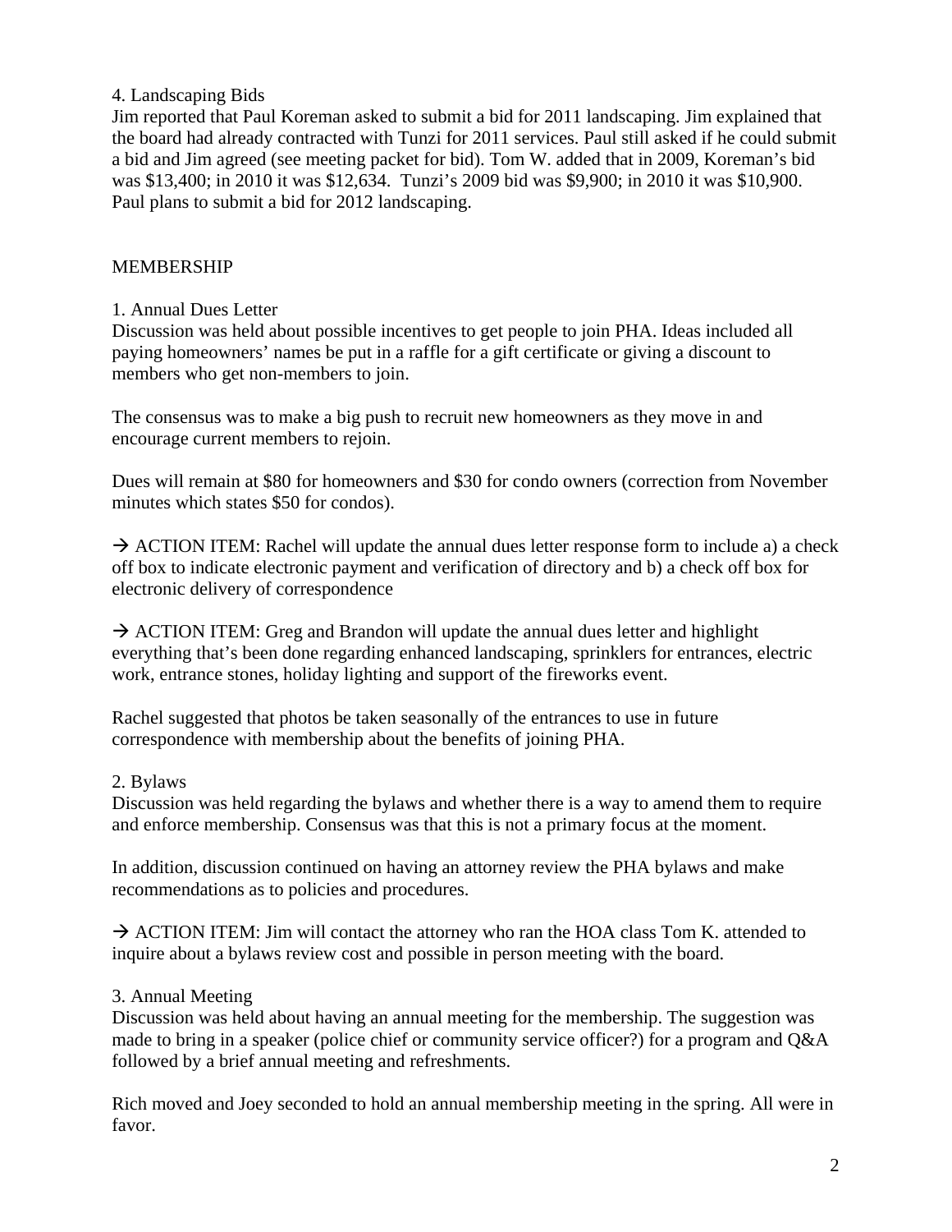4. Landscaping Bids

Jim reported that Paul Koreman asked to submit a bid for 2011 landscaping. Jim explained that the board had already contracted with Tunzi for 2011 services. Paul still asked if he could submit a bid and Jim agreed (see meeting packet for bid). Tom W. added that in 2009, Koreman's bid was $13,400; in 2010 it was $12,634. Tunzi's 2009 bid was $9,900; in 2010 it was $10,900. Paul plans to submit a bid for 2012 landscaping.

## MEMBERSHIP

1. Annual Dues Letter

Discussion was held about possible incentives to get people to join PHA. Ideas included all paying homeowners' names be put in a raffle for a gift certificate or giving a discount to members who get non-members to join.

The consensus was to make a big push to recruit new homeowners as they move in and encourage current members to rejoin.

Dues will remain at $80 for homeowners and $30 for condo owners (correction from November minutes which states $50 for condos).

→ ACTION ITEM: Rachel will update the annual dues letter response form to include a) a check off box to indicate electronic payment and verification of directory and b) a check off box for electronic delivery of correspondence

→ ACTION ITEM: Greg and Brandon will update the annual dues letter and highlight everything that's been done regarding enhanced landscaping, sprinklers for entrances, electric work, entrance stones, holiday lighting and support of the fireworks event.

Rachel suggested that photos be taken seasonally of the entrances to use in future correspondence with membership about the benefits of joining PHA.

2. Bylaws

Discussion was held regarding the bylaws and whether there is a way to amend them to require and enforce membership. Consensus was that this is not a primary focus at the moment.

In addition, discussion continued on having an attorney review the PHA bylaws and make recommendations as to policies and procedures.

→ ACTION ITEM: Jim will contact the attorney who ran the HOA class Tom K. attended to inquire about a bylaws review cost and possible in person meeting with the board.

3. Annual Meeting

Discussion was held about having an annual meeting for the membership. The suggestion was made to bring in a speaker (police chief or community service officer?) for a program and Q&A followed by a brief annual meeting and refreshments.

Rich moved and Joey seconded to hold an annual membership meeting in the spring. All were in favor.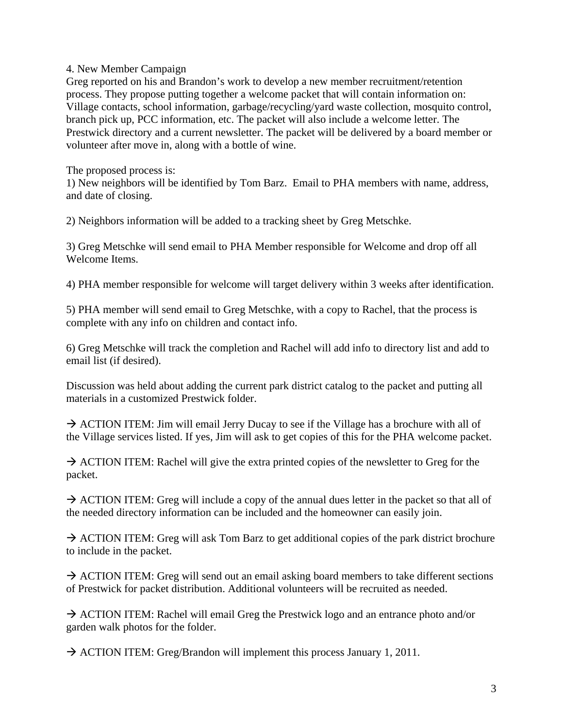4. New Member Campaign

Greg reported on his and Brandon's work to develop a new member recruitment/retention process. They propose putting together a welcome packet that will contain information on: Village contacts, school information, garbage/recycling/yard waste collection, mosquito control, branch pick up, PCC information, etc. The packet will also include a welcome letter. The Prestwick directory and a current newsletter. The packet will be delivered by a board member or volunteer after move in, along with a bottle of wine.

The proposed process is:

1) New neighbors will be identified by Tom Barz. Email to PHA members with name, address, and date of closing.

2) Neighbors information will be added to a tracking sheet by Greg Metschke.

3) Greg Metschke will send email to PHA Member responsible for Welcome and drop off all Welcome Items.

4) PHA member responsible for welcome will target delivery within 3 weeks after identification.

5) PHA member will send email to Greg Metschke, with a copy to Rachel, that the process is complete with any info on children and contact info.

6) Greg Metschke will track the completion and Rachel will add info to directory list and add to email list (if desired).

Discussion was held about adding the current park district catalog to the packet and putting all materials in a customized Prestwick folder.

→ ACTION ITEM: Jim will email Jerry Ducay to see if the Village has a brochure with all of the Village services listed. If yes, Jim will ask to get copies of this for the PHA welcome packet.

→ ACTION ITEM: Rachel will give the extra printed copies of the newsletter to Greg for the packet.

→ ACTION ITEM: Greg will include a copy of the annual dues letter in the packet so that all of the needed directory information can be included and the homeowner can easily join.

→ ACTION ITEM: Greg will ask Tom Barz to get additional copies of the park district brochure to include in the packet.

→ ACTION ITEM: Greg will send out an email asking board members to take different sections of Prestwick for packet distribution. Additional volunteers will be recruited as needed.

→ ACTION ITEM: Rachel will email Greg the Prestwick logo and an entrance photo and/or garden walk photos for the folder.

→ ACTION ITEM: Greg/Brandon will implement this process January 1, 2011.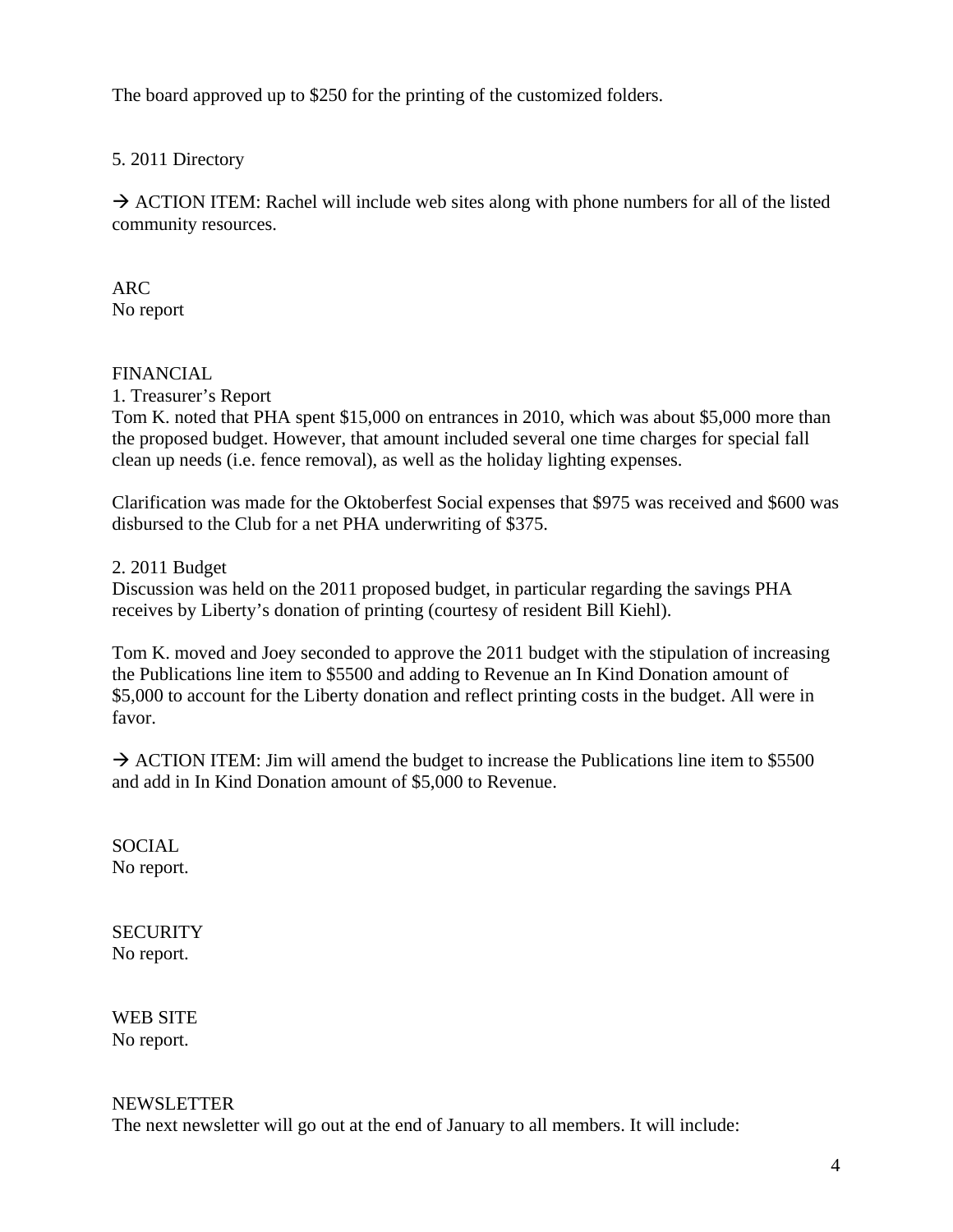The board approved up to $250 for the printing of the customized folders.

5. 2011 Directory

→ ACTION ITEM: Rachel will include web sites along with phone numbers for all of the listed community resources.

ARC
No report

FINANCIAL
1. Treasurer's Report
Tom K. noted that PHA spent $15,000 on entrances in 2010, which was about $5,000 more than the proposed budget. However, that amount included several one time charges for special fall clean up needs (i.e. fence removal), as well as the holiday lighting expenses.

Clarification was made for the Oktoberfest Social expenses that $975 was received and $600 was disbursed to the Club for a net PHA underwriting of $375.

2. 2011 Budget
Discussion was held on the 2011 proposed budget, in particular regarding the savings PHA receives by Liberty's donation of printing (courtesy of resident Bill Kiehl).

Tom K. moved and Joey seconded to approve the 2011 budget with the stipulation of increasing the Publications line item to $5500 and adding to Revenue an In Kind Donation amount of $5,000 to account for the Liberty donation and reflect printing costs in the budget. All were in favor.

→ ACTION ITEM: Jim will amend the budget to increase the Publications line item to $5500 and add in In Kind Donation amount of $5,000 to Revenue.

SOCIAL
No report.

SECURITY
No report.

WEB SITE
No report.

NEWSLETTER
The next newsletter will go out at the end of January to all members. It will include: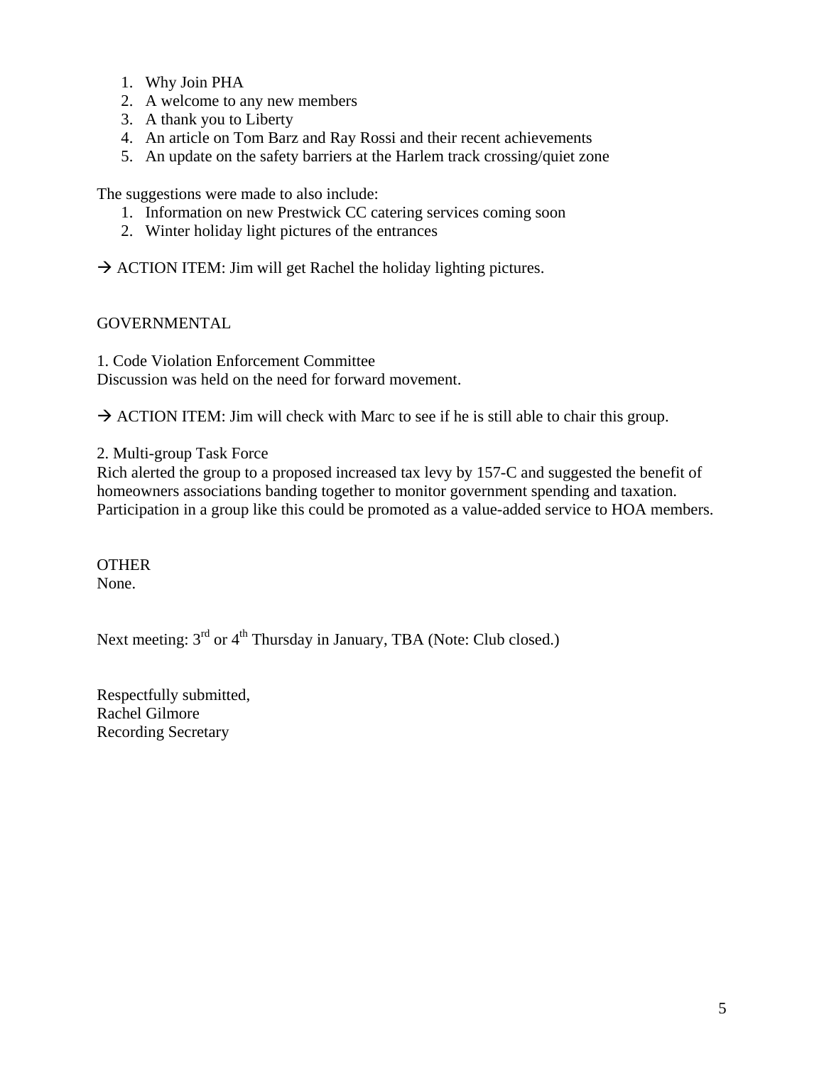1. Why Join PHA
2. A welcome to any new members
3. A thank you to Liberty
4. An article on Tom Barz and Ray Rossi and their recent achievements
5. An update on the safety barriers at the Harlem track crossing/quiet zone

The suggestions were made to also include:

1. Information on new Prestwick CC catering services coming soon
2. Winter holiday light pictures of the entrances

→ ACTION ITEM: Jim will get Rachel the holiday lighting pictures.

GOVERNMENTAL

1. Code Violation Enforcement Committee
Discussion was held on the need for forward movement.

→ ACTION ITEM: Jim will check with Marc to see if he is still able to chair this group.

2. Multi-group Task Force
Rich alerted the group to a proposed increased tax levy by 157-C and suggested the benefit of homeowners associations banding together to monitor government spending and taxation. Participation in a group like this could be promoted as a value-added service to HOA members.

OTHER
None.

Next meeting: 3rd or 4th Thursday in January, TBA (Note: Club closed.)

Respectfully submitted,
Rachel Gilmore
Recording Secretary